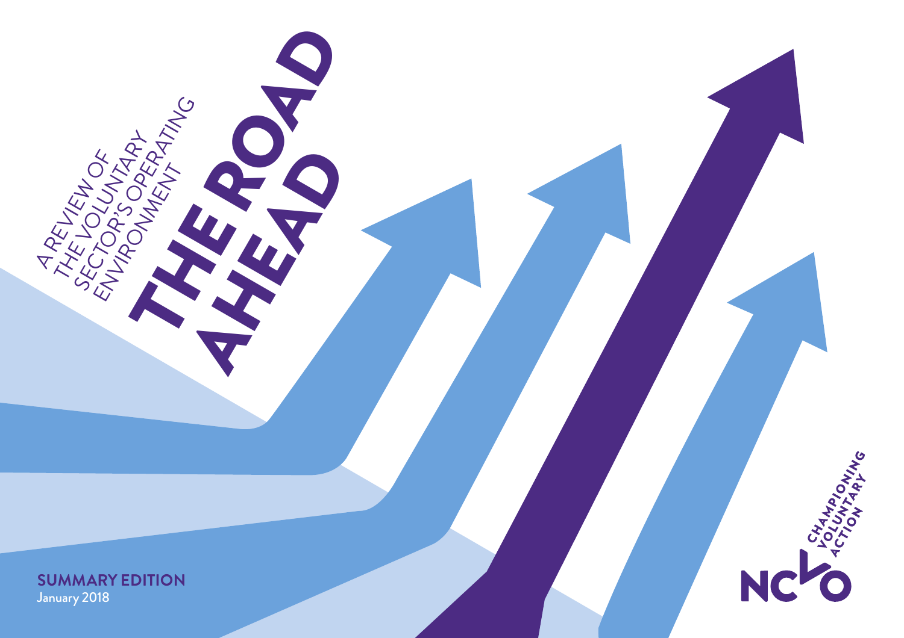# THE ROAD AHEAD

A REVIEW OF THE VOLUNTARY SECTOR'S OPERATING ENVIRONMENT

**SUMMARY EDITION**
January 2018

NCVO
CHAMPIONING VOLUNTARY ACTION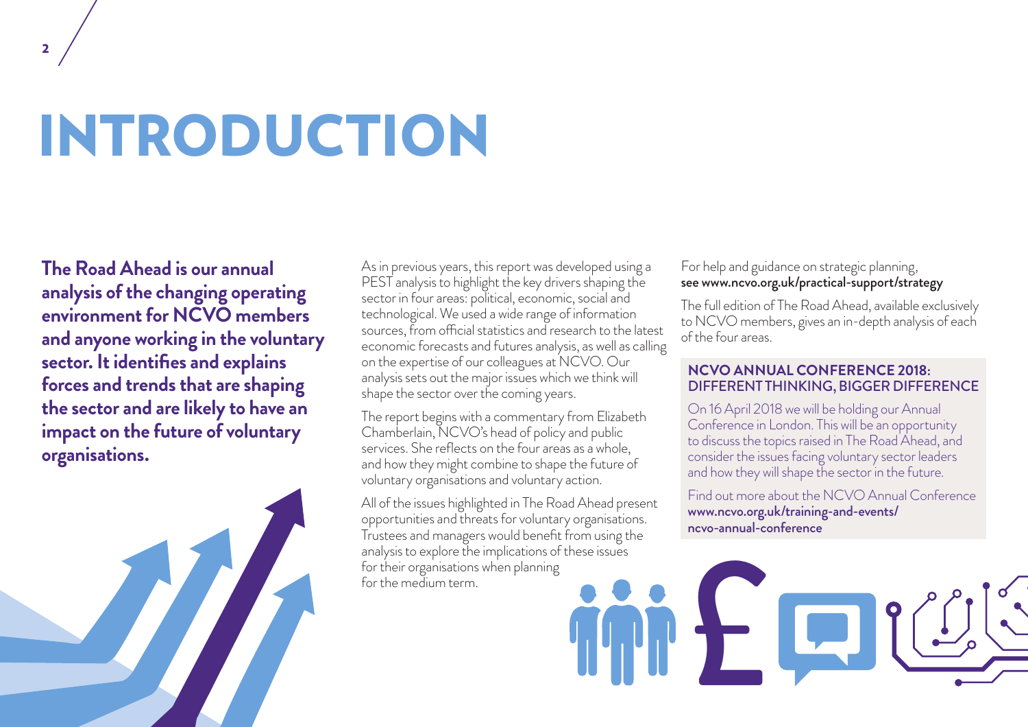# INTRODUCTION

**The Road Ahead is our annual analysis of the changing operating environment for NCVO members and anyone working in the voluntary sector. It identifies and explains forces and trends that are shaping the sector and are likely to have an impact on the future of voluntary organisations.**

As in previous years, this report was developed using a PEST analysis to highlight the key drivers shaping the sector in four areas: political, economic, social and technological. We used a wide range of information sources, from official statistics and research to the latest economic forecasts and futures analysis, as well as calling on the expertise of our colleagues at NCVO. Our analysis sets out the major issues which we think will shape the sector over the coming years.

The report begins with a commentary from Elizabeth Chamberlain, NCVO's head of policy and public services. She reflects on the four areas as a whole, and how they might combine to shape the future of voluntary organisations and voluntary action.

All of the issues highlighted in The Road Ahead present opportunities and threats for voluntary organisations. Trustees and managers would benefit from using the analysis to explore the implications of these issues for their organisations when planning for the medium term.

For help and guidance on strategic planning, **see www.ncvo.org.uk/practical-support/strategy**

The full edition of The Road Ahead, available exclusively to NCVO members, gives an in-depth analysis of each of the four areas.

## NCVO ANNUAL CONFERENCE 2018: DIFFERENT THINKING, BIGGER DIFFERENCE

On 16 April 2018 we will be holding our Annual Conference in London. This will be an opportunity to discuss the topics raised in The Road Ahead, and consider the issues facing voluntary sector leaders and how they will shape the sector in the future.

Find out more about the NCVO Annual Conference **www.ncvo.org.uk/training-and-events/ncvo-annual-conference**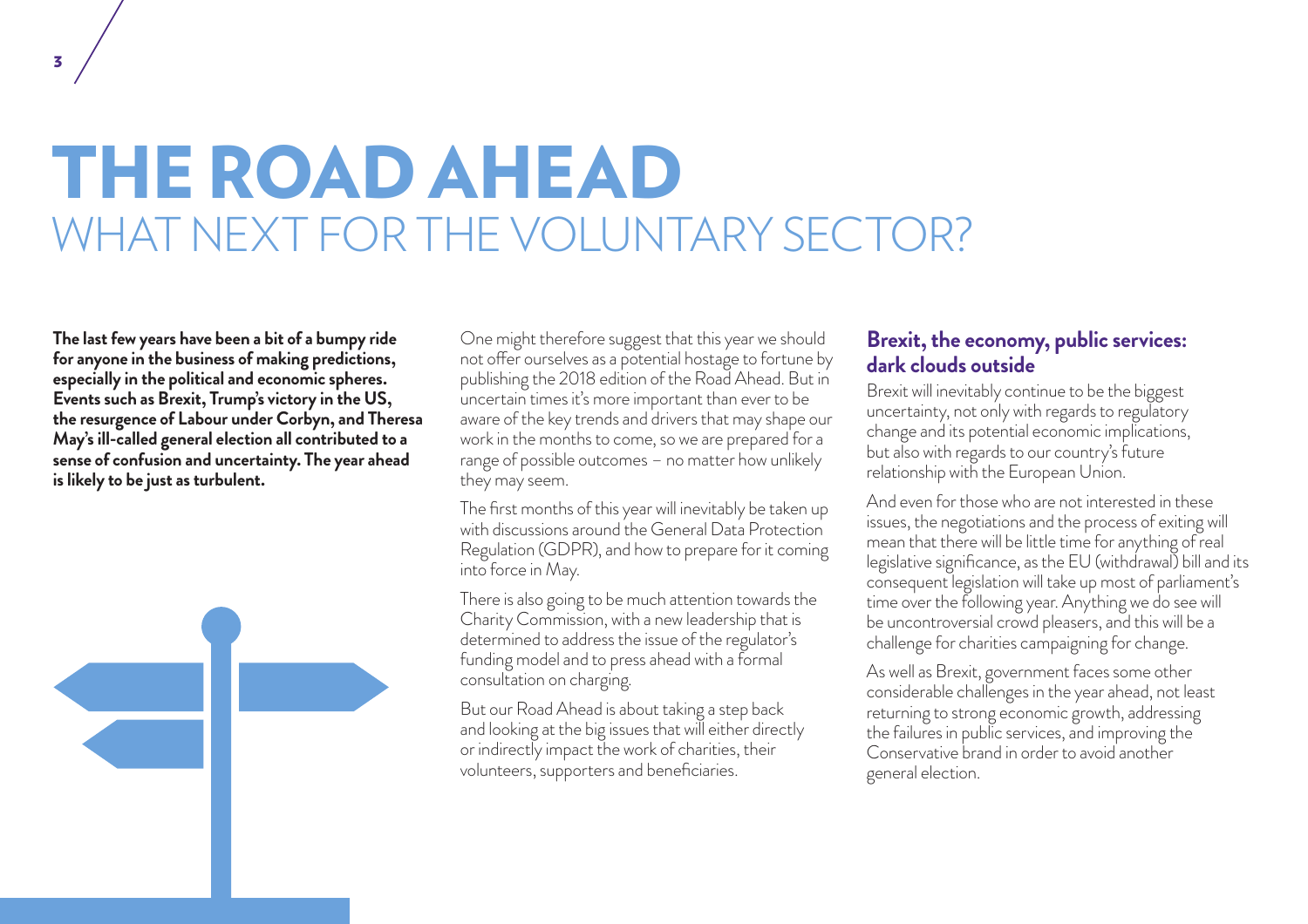# THE ROAD AHEAD
## WHAT NEXT FOR THE VOLUNTARY SECTOR?

**The last few years have been a bit of a bumpy ride for anyone in the business of making predictions, especially in the political and economic spheres. Events such as Brexit, Trump's victory in the US, the resurgence of Labour under Corbyn, and Theresa May's ill-called general election all contributed to a sense of confusion and uncertainty. The year ahead is likely to be just as turbulent.**

One might therefore suggest that this year we should not offer ourselves as a potential hostage to fortune by publishing the 2018 edition of the Road Ahead. But in uncertain times it's more important than ever to be aware of the key trends and drivers that may shape our work in the months to come, so we are prepared for a range of possible outcomes – no matter how unlikely they may seem.

The first months of this year will inevitably be taken up with discussions around the General Data Protection Regulation (GDPR), and how to prepare for it coming into force in May.

There is also going to be much attention towards the Charity Commission, with a new leadership that is determined to address the issue of the regulator's funding model and to press ahead with a formal consultation on charging.

But our Road Ahead is about taking a step back and looking at the big issues that will either directly or indirectly impact the work of charities, their volunteers, supporters and beneficiaries.

### Brexit, the economy, public services: dark clouds outside

Brexit will inevitably continue to be the biggest uncertainty, not only with regards to regulatory change and its potential economic implications, but also with regards to our country's future relationship with the European Union.

And even for those who are not interested in these issues, the negotiations and the process of exiting will mean that there will be little time for anything of real legislative significance, as the EU (withdrawal) bill and its consequent legislation will take up most of parliament's time over the following year. Anything we do see will be uncontroversial crowd pleasers, and this will be a challenge for charities campaigning for change.

As well as Brexit, government faces some other considerable challenges in the year ahead, not least returning to strong economic growth, addressing the failures in public services, and improving the Conservative brand in order to avoid another general election.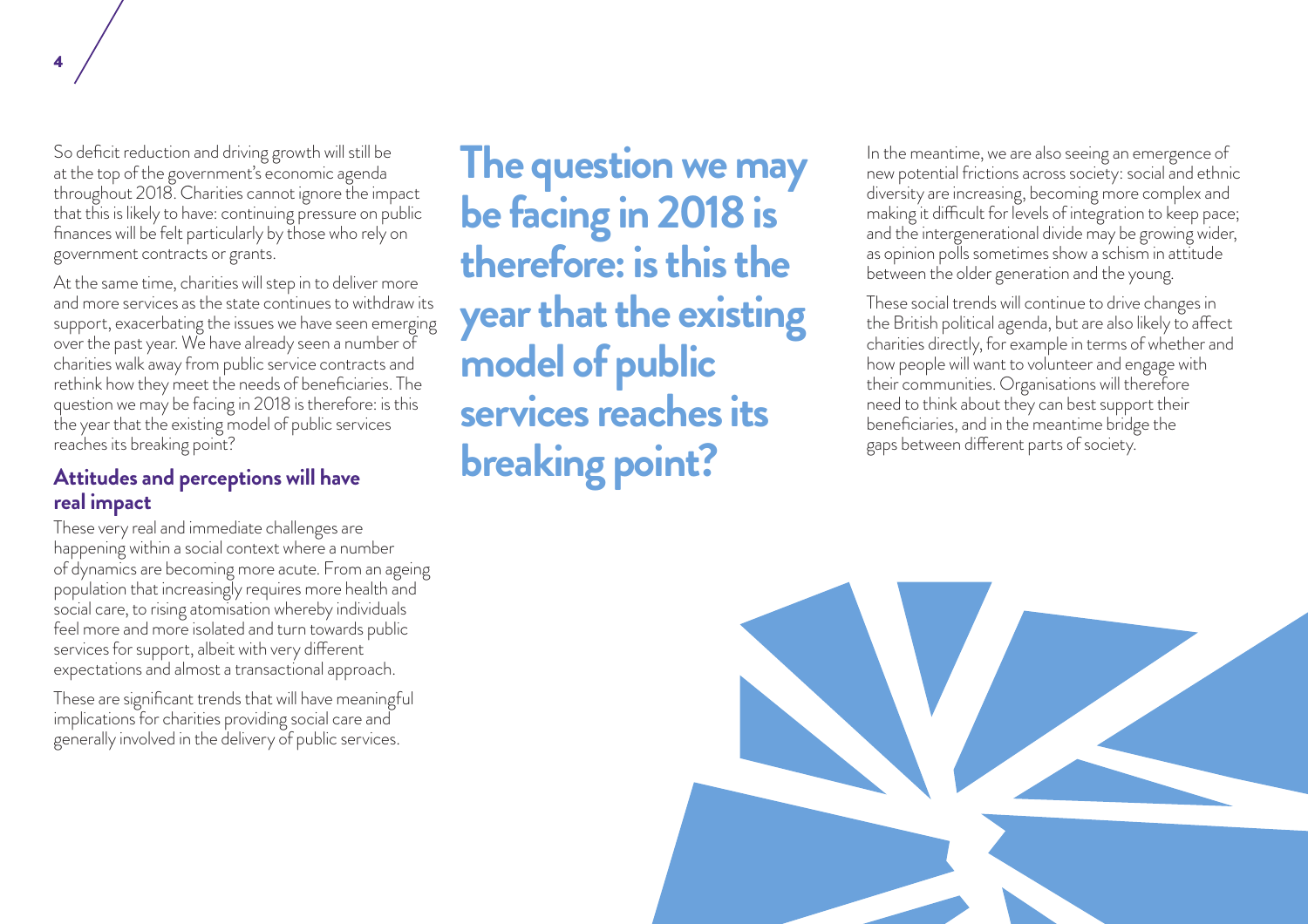So deficit reduction and driving growth will still be at the top of the government's economic agenda throughout 2018. Charities cannot ignore the impact that this is likely to have: continuing pressure on public finances will be felt particularly by those who rely on government contracts or grants.

At the same time, charities will step in to deliver more and more services as the state continues to withdraw its support, exacerbating the issues we have seen emerging over the past year. We have already seen a number of charities walk away from public service contracts and rethink how they meet the needs of beneficiaries. The question we may be facing in 2018 is therefore: is this the year that the existing model of public services reaches its breaking point?

## Attitudes and perceptions will have real impact

These very real and immediate challenges are happening within a social context where a number of dynamics are becoming more acute. From an ageing population that increasingly requires more health and social care, to rising atomisation whereby individuals feel more and more isolated and turn towards public services for support, albeit with very different expectations and almost a transactional approach.

These are significant trends that will have meaningful implications for charities providing social care and generally involved in the delivery of public services.

**The question we may be facing in 2018 is therefore: is this the year that the existing model of public services reaches its breaking point?**

In the meantime, we are also seeing an emergence of new potential frictions across society: social and ethnic diversity are increasing, becoming more complex and making it difficult for levels of integration to keep pace; and the intergenerational divide may be growing wider, as opinion polls sometimes show a schism in attitude between the older generation and the young.

These social trends will continue to drive changes in the British political agenda, but are also likely to affect charities directly, for example in terms of whether and how people will want to volunteer and engage with their communities. Organisations will therefore need to think about they can best support their beneficiaries, and in the meantime bridge the gaps between different parts of society.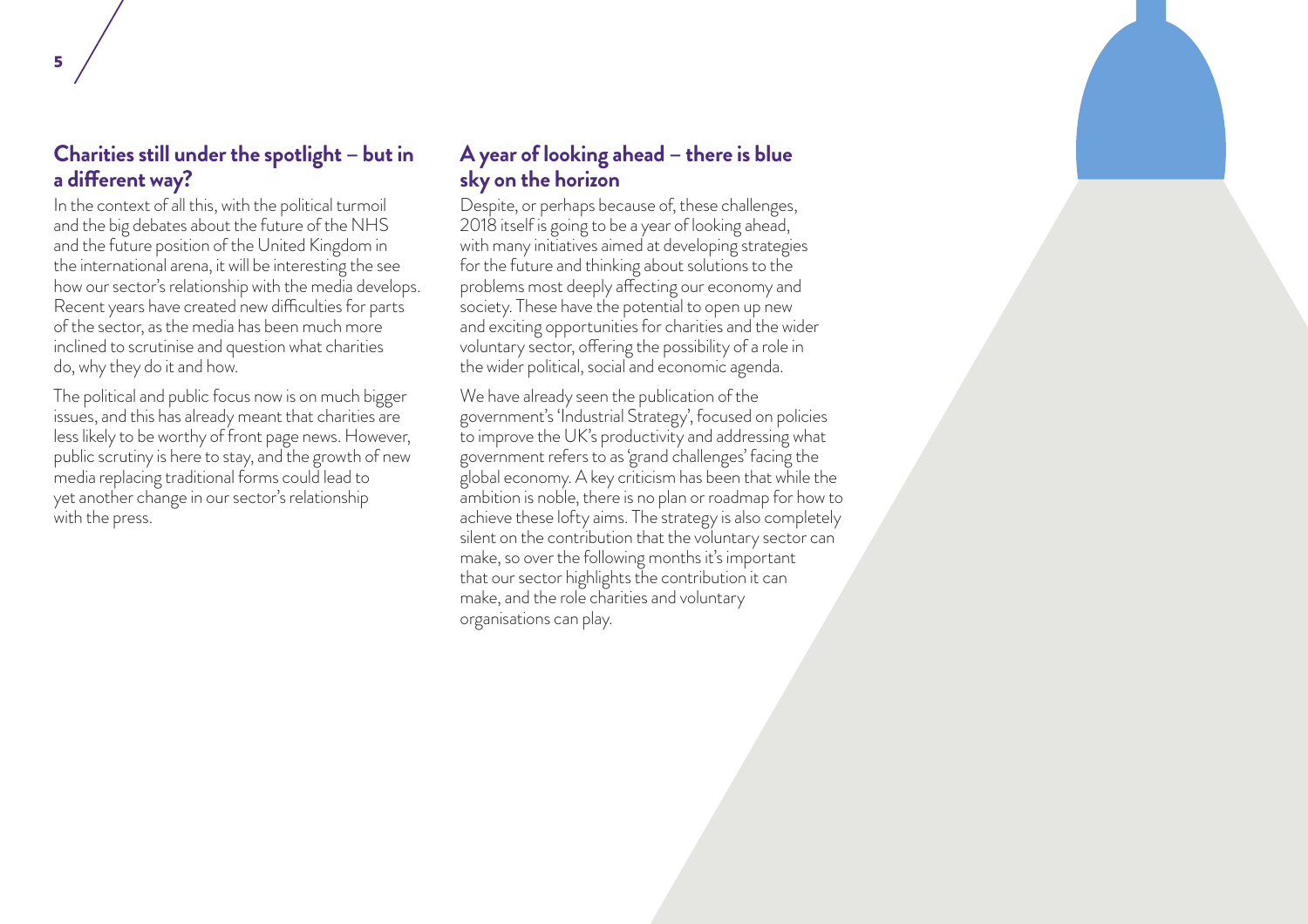## Charities still under the spotlight – but in a different way?

In the context of all this, with the political turmoil and the big debates about the future of the NHS and the future position of the United Kingdom in the international arena, it will be interesting the see how our sector's relationship with the media develops. Recent years have created new difficulties for parts of the sector, as the media has been much more inclined to scrutinise and question what charities do, why they do it and how.

The political and public focus now is on much bigger issues, and this has already meant that charities are less likely to be worthy of front page news. However, public scrutiny is here to stay, and the growth of new media replacing traditional forms could lead to yet another change in our sector's relationship with the press.

## A year of looking ahead – there is blue sky on the horizon

Despite, or perhaps because of, these challenges, 2018 itself is going to be a year of looking ahead, with many initiatives aimed at developing strategies for the future and thinking about solutions to the problems most deeply affecting our economy and society. These have the potential to open up new and exciting opportunities for charities and the wider voluntary sector, offering the possibility of a role in the wider political, social and economic agenda.

We have already seen the publication of the government's 'Industrial Strategy', focused on policies to improve the UK's productivity and addressing what government refers to as 'grand challenges' facing the global economy. A key criticism has been that while the ambition is noble, there is no plan or roadmap for how to achieve these lofty aims. The strategy is also completely silent on the contribution that the voluntary sector can make, so over the following months it's important that our sector highlights the contribution it can make, and the role charities and voluntary organisations can play.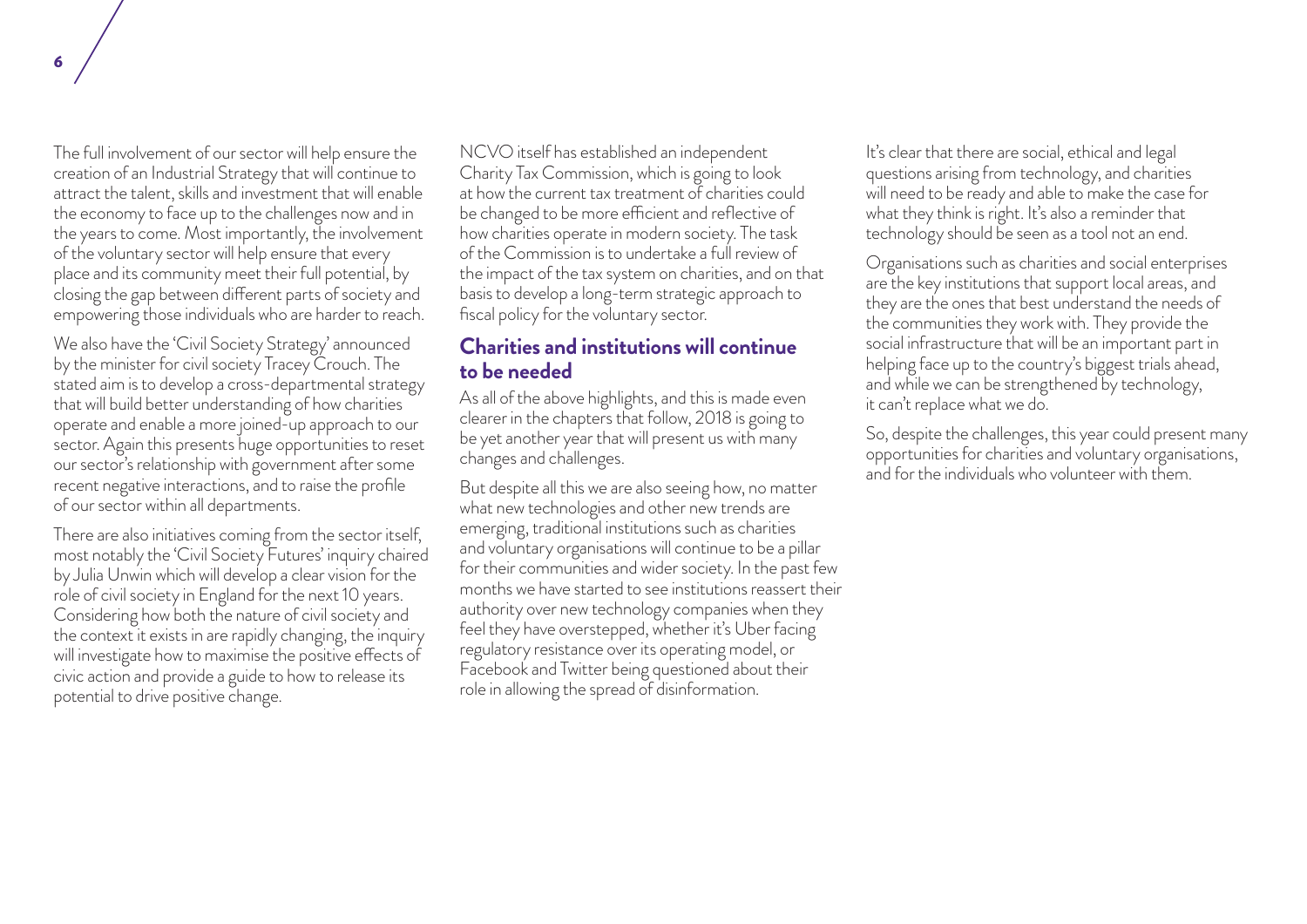The full involvement of our sector will help ensure the creation of an Industrial Strategy that will continue to attract the talent, skills and investment that will enable the economy to face up to the challenges now and in the years to come. Most importantly, the involvement of the voluntary sector will help ensure that every place and its community meet their full potential, by closing the gap between different parts of society and empowering those individuals who are harder to reach.

We also have the 'Civil Society Strategy' announced by the minister for civil society Tracey Crouch. The stated aim is to develop a cross-departmental strategy that will build better understanding of how charities operate and enable a more joined-up approach to our sector. Again this presents huge opportunities to reset our sector's relationship with government after some recent negative interactions, and to raise the profile of our sector within all departments.

There are also initiatives coming from the sector itself, most notably the 'Civil Society Futures' inquiry chaired by Julia Unwin which will develop a clear vision for the role of civil society in England for the next 10 years. Considering how both the nature of civil society and the context it exists in are rapidly changing, the inquiry will investigate how to maximise the positive effects of civic action and provide a guide to how to release its potential to drive positive change.

NCVO itself has established an independent Charity Tax Commission, which is going to look at how the current tax treatment of charities could be changed to be more efficient and reflective of how charities operate in modern society. The task of the Commission is to undertake a full review of the impact of the tax system on charities, and on that basis to develop a long-term strategic approach to fiscal policy for the voluntary sector.

## Charities and institutions will continue to be needed

As all of the above highlights, and this is made even clearer in the chapters that follow, 2018 is going to be yet another year that will present us with many changes and challenges.

But despite all this we are also seeing how, no matter what new technologies and other new trends are emerging, traditional institutions such as charities and voluntary organisations will continue to be a pillar for their communities and wider society. In the past few months we have started to see institutions reassert their authority over new technology companies when they feel they have overstepped, whether it's Uber facing regulatory resistance over its operating model, or Facebook and Twitter being questioned about their role in allowing the spread of disinformation.

It's clear that there are social, ethical and legal questions arising from technology, and charities will need to be ready and able to make the case for what they think is right. It's also a reminder that technology should be seen as a tool not an end.

Organisations such as charities and social enterprises are the key institutions that support local areas, and they are the ones that best understand the needs of the communities they work with. They provide the social infrastructure that will be an important part in helping face up to the country's biggest trials ahead, and while we can be strengthened by technology, it can't replace what we do.

So, despite the challenges, this year could present many opportunities for charities and voluntary organisations, and for the individuals who volunteer with them.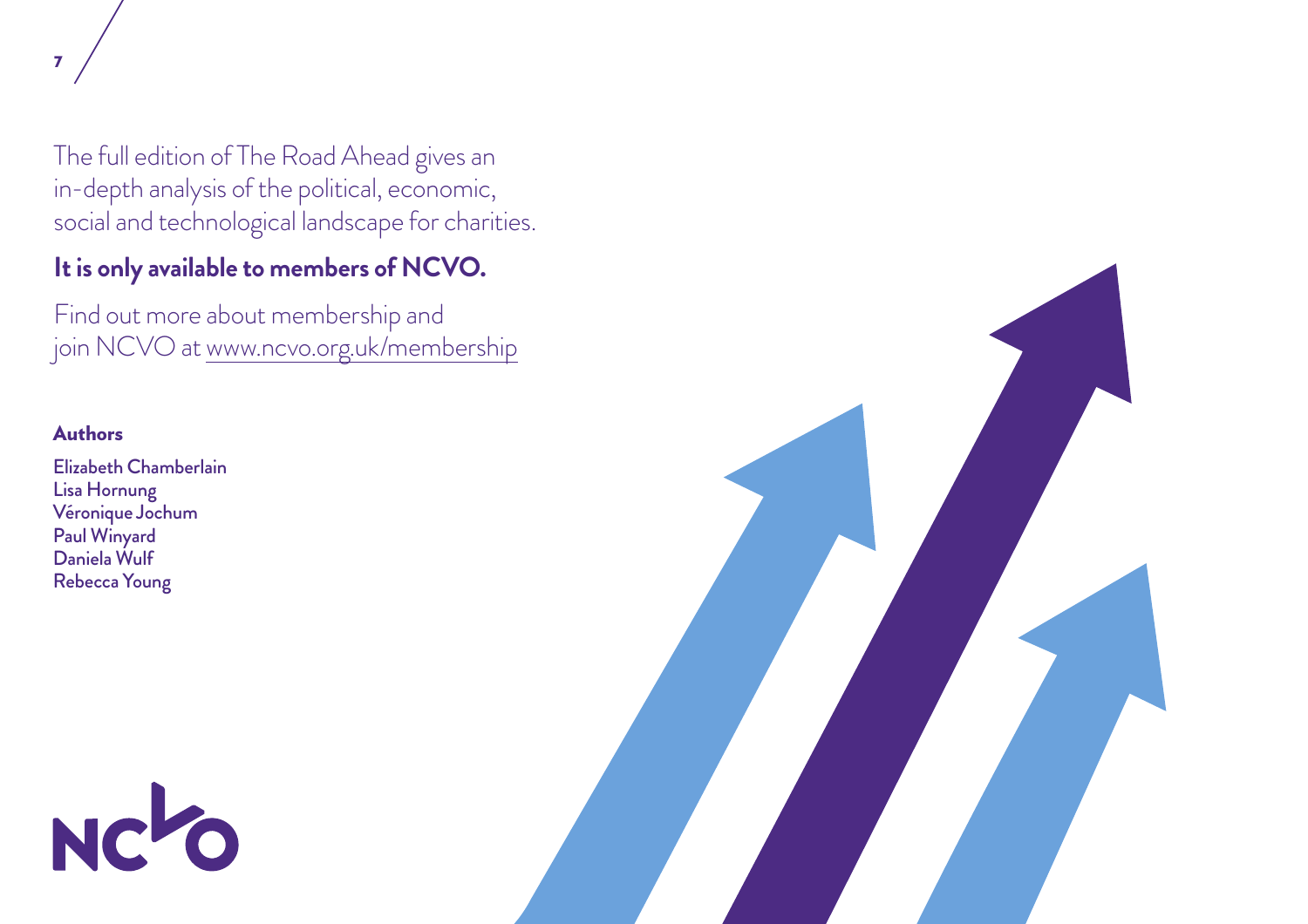The full edition of The Road Ahead gives an in-depth analysis of the political, economic, social and technological landscape for charities.

**It is only available to members of NCVO.**

Find out more about membership and join NCVO at www.ncvo.org.uk/membership

**Authors**

Elizabeth Chamberlain
Lisa Hornung
Véronique Jochum
Paul Winyard
Daniela Wulf
Rebecca Young

NCVO